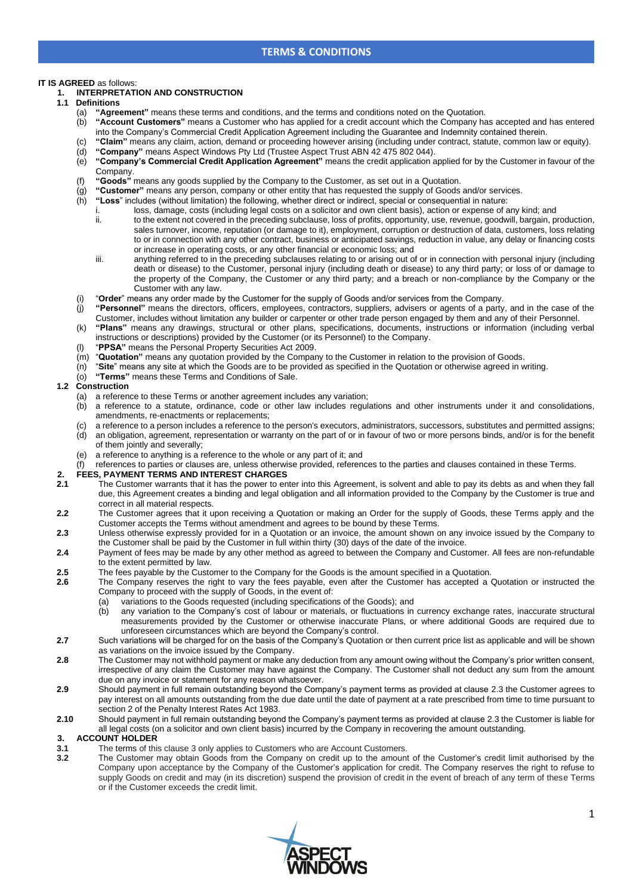# TERMS & CONDITIONS

**IT IS AGREED** as follows:

## 1. INTERPRETATION AND CONSTRUCTION

### 1.1 Definitions

(a) **"Agreement"** means these terms and conditions, and the terms and conditions noted on the Quotation.

(b) **"Account Customers"** means a Customer who has applied for a credit account which the Company has accepted and has entered into the Company's Commercial Credit Application Agreement including the Guarantee and Indemnity contained therein.

(c) **"Claim"** means any claim, action, demand or proceeding however arising (including under contract, statute, common law or equity).

(d) **"Company"** means Aspect Windows Pty Ltd (Trustee Aspect Trust ABN 42 475 802 044).

(e) **"Company's Commercial Credit Application Agreement"** means the credit application applied for by the Customer in favour of the Company.

(f) **"Goods"** means any goods supplied by the Company to the Customer, as set out in a Quotation.

(g) **"Customer"** means any person, company or other entity that has requested the supply of Goods and/or services.

(h) **"Loss"** includes (without limitation) the following, whether direct or indirect, special or consequential in nature:

i. loss, damage, costs (including legal costs on a solicitor and own client basis), action or expense of any kind; and

ii. to the extent not covered in the preceding subclause, loss of profits, opportunity, use, revenue, goodwill, bargain, production, sales turnover, income, reputation (or damage to it), employment, corruption or destruction of data, customers, loss relating to or in connection with any other contract, business or anticipated savings, reduction in value, any delay or financing costs or increase in operating costs, or any other financial or economic loss; and

iii. anything referred to in the preceding subclauses relating to or arising out of or in connection with personal injury (including death or disease) to the Customer, personal injury (including death or disease) to any third party; or loss of or damage to the property of the Company, the Customer or any third party; and a breach or non-compliance by the Company or the Customer with any law.

(i) "**Order**" means any order made by the Customer for the supply of Goods and/or services from the Company.

(j) **"Personnel"** means the directors, officers, employees, contractors, suppliers, advisers or agents of a party, and in the case of the Customer, includes without limitation any builder or carpenter or other trade person engaged by them and any of their Personnel.

(k) **"Plans"** means any drawings, structural or other plans, specifications, documents, instructions or information (including verbal instructions or descriptions) provided by the Customer (or its Personnel) to the Company.

(l) "**PPSA"** means the Personal Property Securities Act 2009.

(m) "**Quotation"** means any quotation provided by the Company to the Customer in relation to the provision of Goods.

(n) "**Site**" means any site at which the Goods are to be provided as specified in the Quotation or otherwise agreed in writing.

(o) **"Terms"** means these Terms and Conditions of Sale.

### 1.2 Construction

(a) a reference to these Terms or another agreement includes any variation;

(b) a reference to a statute, ordinance, code or other law includes regulations and other instruments under it and consolidations, amendments, re-enactments or replacements;

(c) a reference to a person includes a reference to the person's executors, administrators, successors, substitutes and permitted assigns;

(d) an obligation, agreement, representation or warranty on the part of or in favour of two or more persons binds, and/or is for the benefit of them jointly and severally;

(e) a reference to anything is a reference to the whole or any part of it; and

(f) references to parties or clauses are, unless otherwise provided, references to the parties and clauses contained in these Terms.

## 2. FEES, PAYMENT TERMS AND INTEREST CHARGES

**2.1** The Customer warrants that it has the power to enter into this Agreement, is solvent and able to pay its debts as and when they fall due, this Agreement creates a binding and legal obligation and all information provided to the Company by the Customer is true and correct in all material respects.

**2.2** The Customer agrees that it upon receiving a Quotation or making an Order for the supply of Goods, these Terms apply and the Customer accepts the Terms without amendment and agrees to be bound by these Terms.

**2.3** Unless otherwise expressly provided for in a Quotation or an invoice, the amount shown on any invoice issued by the Company to the Customer shall be paid by the Customer in full within thirty (30) days of the date of the invoice.

**2.4** Payment of fees may be made by any other method as agreed to between the Company and Customer. All fees are non-refundable to the extent permitted by law.

**2.5** The fees payable by the Customer to the Company for the Goods is the amount specified in a Quotation.

**2.6** The Company reserves the right to vary the fees payable, even after the Customer has accepted a Quotation or instructed the Company to proceed with the supply of Goods, in the event of:

(a) variations to the Goods requested (including specifications of the Goods); and

(b) any variation to the Company's cost of labour or materials, or fluctuations in currency exchange rates, inaccurate structural measurements provided by the Customer or otherwise inaccurate Plans, or where additional Goods are required due to unforeseen circumstances which are beyond the Company's control.

**2.7** Such variations will be charged for on the basis of the Company's Quotation or then current price list as applicable and will be shown as variations on the invoice issued by the Company.

**2.8** The Customer may not withhold payment or make any deduction from any amount owing without the Company's prior written consent, irrespective of any claim the Customer may have against the Company. The Customer shall not deduct any sum from the amount due on any invoice or statement for any reason whatsoever.

**2.9** Should payment in full remain outstanding beyond the Company's payment terms as provided at clause 2.3 the Customer agrees to pay interest on all amounts outstanding from the due date until the date of payment at a rate prescribed from time to time pursuant to section 2 of the Penalty Interest Rates Act 1983.

**2.10** Should payment in full remain outstanding beyond the Company's payment terms as provided at clause 2.3 the Customer is liable for all legal costs (on a solicitor and own client basis) incurred by the Company in recovering the amount outstanding.

## 3. ACCOUNT HOLDER

**3.1** The terms of this clause 3 only applies to Customers who are Account Customers.

**3.2** The Customer may obtain Goods from the Company on credit up to the amount of the Customer's credit limit authorised by the Company upon acceptance by the Company of the Customer's application for credit. The Company reserves the right to refuse to supply Goods on credit and may (in its discretion) suspend the provision of credit in the event of breach of any term of these Terms or if the Customer exceeds the credit limit.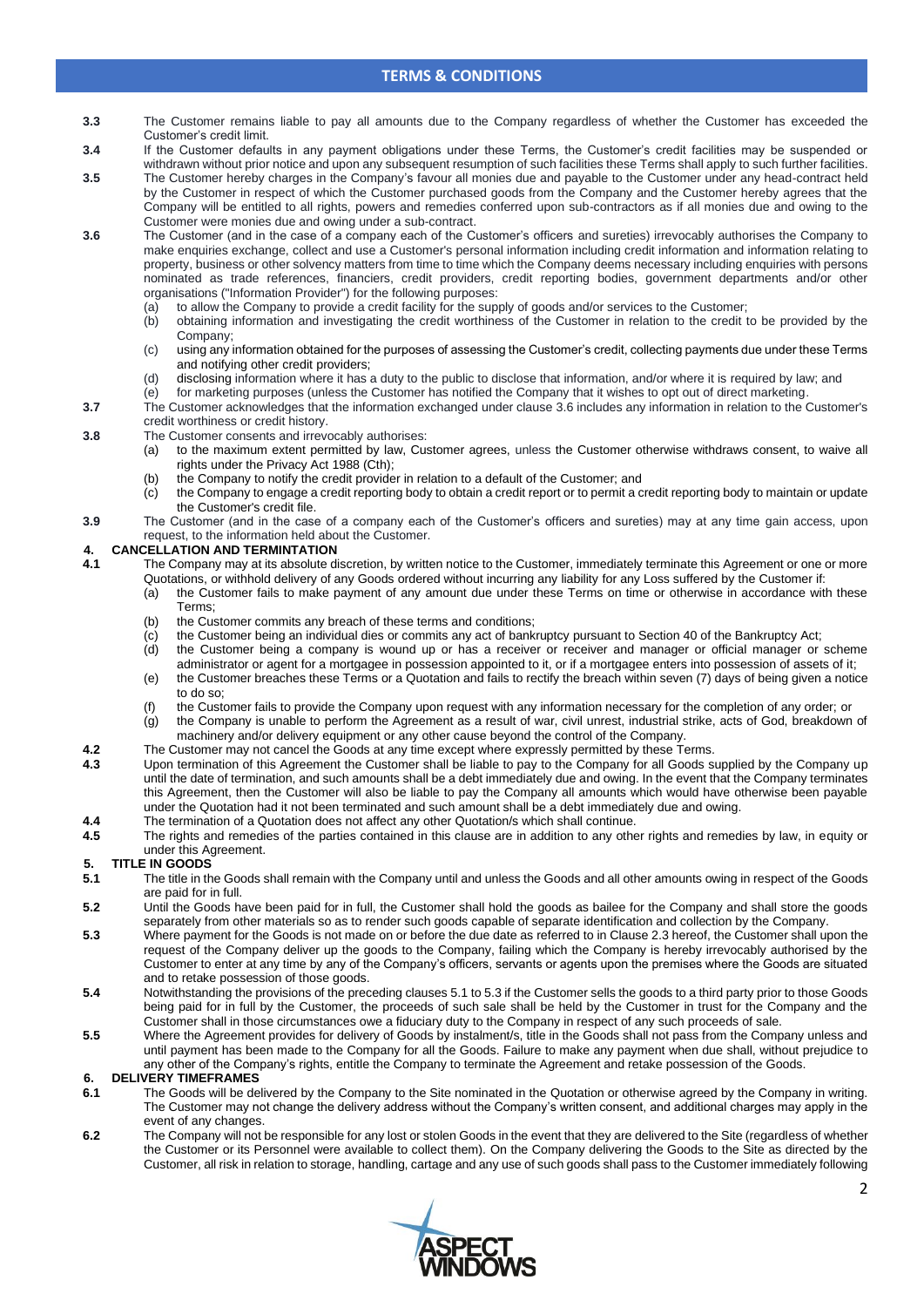**3.3** The Customer remains liable to pay all amounts due to the Company regardless of whether the Customer has exceeded the Customer's credit limit.

**3.4** If the Customer defaults in any payment obligations under these Terms, the Customer's credit facilities may be suspended or withdrawn without prior notice and upon any subsequent resumption of such facilities these Terms shall apply to such further facilities.

**3.5** The Customer hereby charges in the Company's favour all monies due and payable to the Customer under any head-contract held by the Customer in respect of which the Customer purchased goods from the Company and the Customer hereby agrees that the Company will be entitled to all rights, powers and remedies conferred upon sub-contractors as if all monies due and owing to the Customer were monies due and owing under a sub-contract.

**3.6** The Customer (and in the case of a company each of the Customer's officers and sureties) irrevocably authorises the Company to make enquiries exchange, collect and use a Customer's personal information including credit information and information relating to property, business or other solvency matters from time to time which the Company deems necessary including enquiries with persons nominated as trade references, financiers, credit providers, credit reporting bodies, government departments and/or other organisations ("Information Provider") for the following purposes:

(a) to allow the Company to provide a credit facility for the supply of goods and/or services to the Customer;
(b) obtaining information and investigating the credit worthiness of the Customer in relation to the credit to be provided by the Company;
(c) using any information obtained for the purposes of assessing the Customer's credit, collecting payments due under these Terms and notifying other credit providers;
(d) disclosing information where it has a duty to the public to disclose that information, and/or where it is required by law; and
(e) for marketing purposes (unless the Customer has notified the Company that it wishes to opt out of direct marketing.

**3.7** The Customer acknowledges that the information exchanged under clause 3.6 includes any information in relation to the Customer's credit worthiness or credit history.

**3.8** The Customer consents and irrevocably authorises:

(a) to the maximum extent permitted by law, Customer agrees, unless the Customer otherwise withdraws consent, to waive all rights under the Privacy Act 1988 (Cth);
(b) the Company to notify the credit provider in relation to a default of the Customer; and
(c) the Company to engage a credit reporting body to obtain a credit report or to permit a credit reporting body to maintain or update the Customer's credit file.

**3.9** The Customer (and in the case of a company each of the Customer's officers and sureties) may at any time gain access, upon request, to the information held about the Customer.

## 4. CANCELLATION AND TERMINTATION

**4.1** The Company may at its absolute discretion, by written notice to the Customer, immediately terminate this Agreement or one or more Quotations, or withhold delivery of any Goods ordered without incurring any liability for any Loss suffered by the Customer if:

(a) the Customer fails to make payment of any amount due under these Terms on time or otherwise in accordance with these Terms;
(b) the Customer commits any breach of these terms and conditions;
(c) the Customer being an individual dies or commits any act of bankruptcy pursuant to Section 40 of the Bankruptcy Act;
(d) the Customer being a company is wound up or has a receiver or receiver and manager or official manager or scheme administrator or agent for a mortgagee in possession appointed to it, or if a mortgagee enters into possession of assets of it;
(e) the Customer breaches these Terms or a Quotation and fails to rectify the breach within seven (7) days of being given a notice to do so;
(f) the Customer fails to provide the Company upon request with any information necessary for the completion of any order; or
(g) the Company is unable to perform the Agreement as a result of war, civil unrest, industrial strike, acts of God, breakdown of machinery and/or delivery equipment or any other cause beyond the control of the Company.

**4.2** The Customer may not cancel the Goods at any time except where expressly permitted by these Terms.

**4.3** Upon termination of this Agreement the Customer shall be liable to pay to the Company for all Goods supplied by the Company up until the date of termination, and such amounts shall be a debt immediately due and owing. In the event that the Company terminates this Agreement, then the Customer will also be liable to pay the Company all amounts which would have otherwise been payable under the Quotation had it not been terminated and such amount shall be a debt immediately due and owing.

**4.4** The termination of a Quotation does not affect any other Quotation/s which shall continue.

**4.5** The rights and remedies of the parties contained in this clause are in addition to any other rights and remedies by law, in equity or under this Agreement.

## 5. TITLE IN GOODS

**5.1** The title in the Goods shall remain with the Company until and unless the Goods and all other amounts owing in respect of the Goods are paid for in full.

**5.2** Until the Goods have been paid for in full, the Customer shall hold the goods as bailee for the Company and shall store the goods separately from other materials so as to render such goods capable of separate identification and collection by the Company.

**5.3** Where payment for the Goods is not made on or before the due date as referred to in Clause 2.3 hereof, the Customer shall upon the request of the Company deliver up the goods to the Company, failing which the Company is hereby irrevocably authorised by the Customer to enter at any time by any of the Company's officers, servants or agents upon the premises where the Goods are situated and to retake possession of those goods.

**5.4** Notwithstanding the provisions of the preceding clauses 5.1 to 5.3 if the Customer sells the goods to a third party prior to those Goods being paid for in full by the Customer, the proceeds of such sale shall be held by the Customer in trust for the Company and the Customer shall in those circumstances owe a fiduciary duty to the Company in respect of any such proceeds of sale.

**5.5** Where the Agreement provides for delivery of Goods by instalment/s, title in the Goods shall not pass from the Company unless and until payment has been made to the Company for all the Goods. Failure to make any payment when due shall, without prejudice to any other of the Company's rights, entitle the Company to terminate the Agreement and retake possession of the Goods.

## 6. DELIVERY TIMEFRAMES

**6.1** The Goods will be delivered by the Company to the Site nominated in the Quotation or otherwise agreed by the Company in writing. The Customer may not change the delivery address without the Company's written consent, and additional charges may apply in the event of any changes.

**6.2** The Company will not be responsible for any lost or stolen Goods in the event that they are delivered to the Site (regardless of whether the Customer or its Personnel were available to collect them). On the Company delivering the Goods to the Site as directed by the Customer, all risk in relation to storage, handling, cartage and any use of such goods shall pass to the Customer immediately following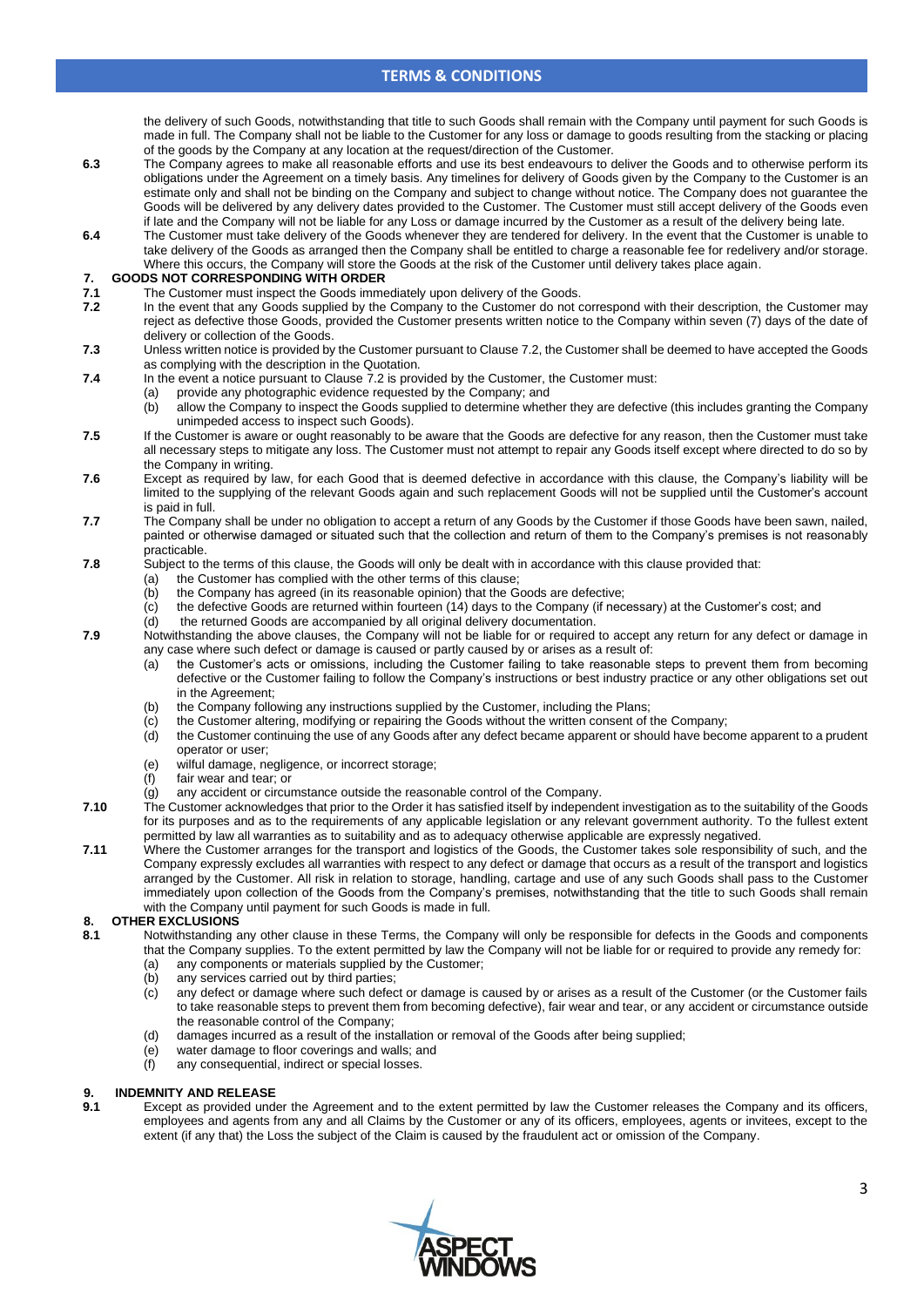the delivery of such Goods, notwithstanding that title to such Goods shall remain with the Company until payment for such Goods is made in full. The Company shall not be liable to the Customer for any loss or damage to goods resulting from the stacking or placing of the goods by the Company at any location at the request/direction of the Customer.

**6.3** The Company agrees to make all reasonable efforts and use its best endeavours to deliver the Goods and to otherwise perform its obligations under the Agreement on a timely basis. Any timelines for delivery of Goods given by the Company to the Customer is an estimate only and shall not be binding on the Company and subject to change without notice. The Company does not guarantee the Goods will be delivered by any delivery dates provided to the Customer. The Customer must still accept delivery of the Goods even if late and the Company will not be liable for any Loss or damage incurred by the Customer as a result of the delivery being late.

**6.4** The Customer must take delivery of the Goods whenever they are tendered for delivery. In the event that the Customer is unable to take delivery of the Goods as arranged then the Company shall be entitled to charge a reasonable fee for redelivery and/or storage. Where this occurs, the Company will store the Goods at the risk of the Customer until delivery takes place again.

## 7. GOODS NOT CORRESPONDING WITH ORDER

**7.1** The Customer must inspect the Goods immediately upon delivery of the Goods.

**7.2** In the event that any Goods supplied by the Company to the Customer do not correspond with their description, the Customer may reject as defective those Goods, provided the Customer presents written notice to the Company within seven (7) days of the date of delivery or collection of the Goods.

**7.3** Unless written notice is provided by the Customer pursuant to Clause 7.2, the Customer shall be deemed to have accepted the Goods as complying with the description in the Quotation.

**7.4** In the event a notice pursuant to Clause 7.2 is provided by the Customer, the Customer must:

(a) provide any photographic evidence requested by the Company; and
(b) allow the Company to inspect the Goods supplied to determine whether they are defective (this includes granting the Company unimpeded access to inspect such Goods).

**7.5** If the Customer is aware or ought reasonably to be aware that the Goods are defective for any reason, then the Customer must take all necessary steps to mitigate any loss. The Customer must not attempt to repair any Goods itself except where directed to do so by the Company in writing.

**7.6** Except as required by law, for each Good that is deemed defective in accordance with this clause, the Company's liability will be limited to the supplying of the relevant Goods again and such replacement Goods will not be supplied until the Customer's account is paid in full.

**7.7** The Company shall be under no obligation to accept a return of any Goods by the Customer if those Goods have been sawn, nailed, painted or otherwise damaged or situated such that the collection and return of them to the Company's premises is not reasonably practicable.

**7.8** Subject to the terms of this clause, the Goods will only be dealt with in accordance with this clause provided that:

(a) the Customer has complied with the other terms of this clause;
(b) the Company has agreed (in its reasonable opinion) that the Goods are defective;
(c) the defective Goods are returned within fourteen (14) days to the Company (if necessary) at the Customer's cost; and
(d) the returned Goods are accompanied by all original delivery documentation.

**7.9** Notwithstanding the above clauses, the Company will not be liable for or required to accept any return for any defect or damage in any case where such defect or damage is caused or partly caused by or arises as a result of:

(a) the Customer's acts or omissions, including the Customer failing to take reasonable steps to prevent them from becoming defective or the Customer failing to follow the Company's instructions or best industry practice or any other obligations set out in the Agreement;
(b) the Company following any instructions supplied by the Customer, including the Plans;
(c) the Customer altering, modifying or repairing the Goods without the written consent of the Company;
(d) the Customer continuing the use of any Goods after any defect became apparent or should have become apparent to a prudent operator or user;
(e) wilful damage, negligence, or incorrect storage;
(f) fair wear and tear; or
(g) any accident or circumstance outside the reasonable control of the Company.

**7.10** The Customer acknowledges that prior to the Order it has satisfied itself by independent investigation as to the suitability of the Goods for its purposes and as to the requirements of any applicable legislation or any relevant government authority. To the fullest extent permitted by law all warranties as to suitability and as to adequacy otherwise applicable are expressly negatived.

**7.11** Where the Customer arranges for the transport and logistics of the Goods, the Customer takes sole responsibility of such, and the Company expressly excludes all warranties with respect to any defect or damage that occurs as a result of the transport and logistics arranged by the Customer. All risk in relation to storage, handling, cartage and use of any such Goods shall pass to the Customer immediately upon collection of the Goods from the Company's premises, notwithstanding that the title to such Goods shall remain with the Company until payment for such Goods is made in full.

## 8. OTHER EXCLUSIONS

**8.1** Notwithstanding any other clause in these Terms, the Company will only be responsible for defects in the Goods and components that the Company supplies. To the extent permitted by law the Company will not be liable for or required to provide any remedy for:

(a) any components or materials supplied by the Customer;
(b) any services carried out by third parties;
(c) any defect or damage where such defect or damage is caused by or arises as a result of the Customer (or the Customer fails to take reasonable steps to prevent them from becoming defective), fair wear and tear, or any accident or circumstance outside the reasonable control of the Company;
(d) damages incurred as a result of the installation or removal of the Goods after being supplied;
(e) water damage to floor coverings and walls; and
(f) any consequential, indirect or special losses.

## 9. INDEMNITY AND RELEASE

**9.1** Except as provided under the Agreement and to the extent permitted by law the Customer releases the Company and its officers, employees and agents from any and all Claims by the Customer or any of its officers, employees, agents or invitees, except to the extent (if any that) the Loss the subject of the Claim is caused by the fraudulent act or omission of the Company.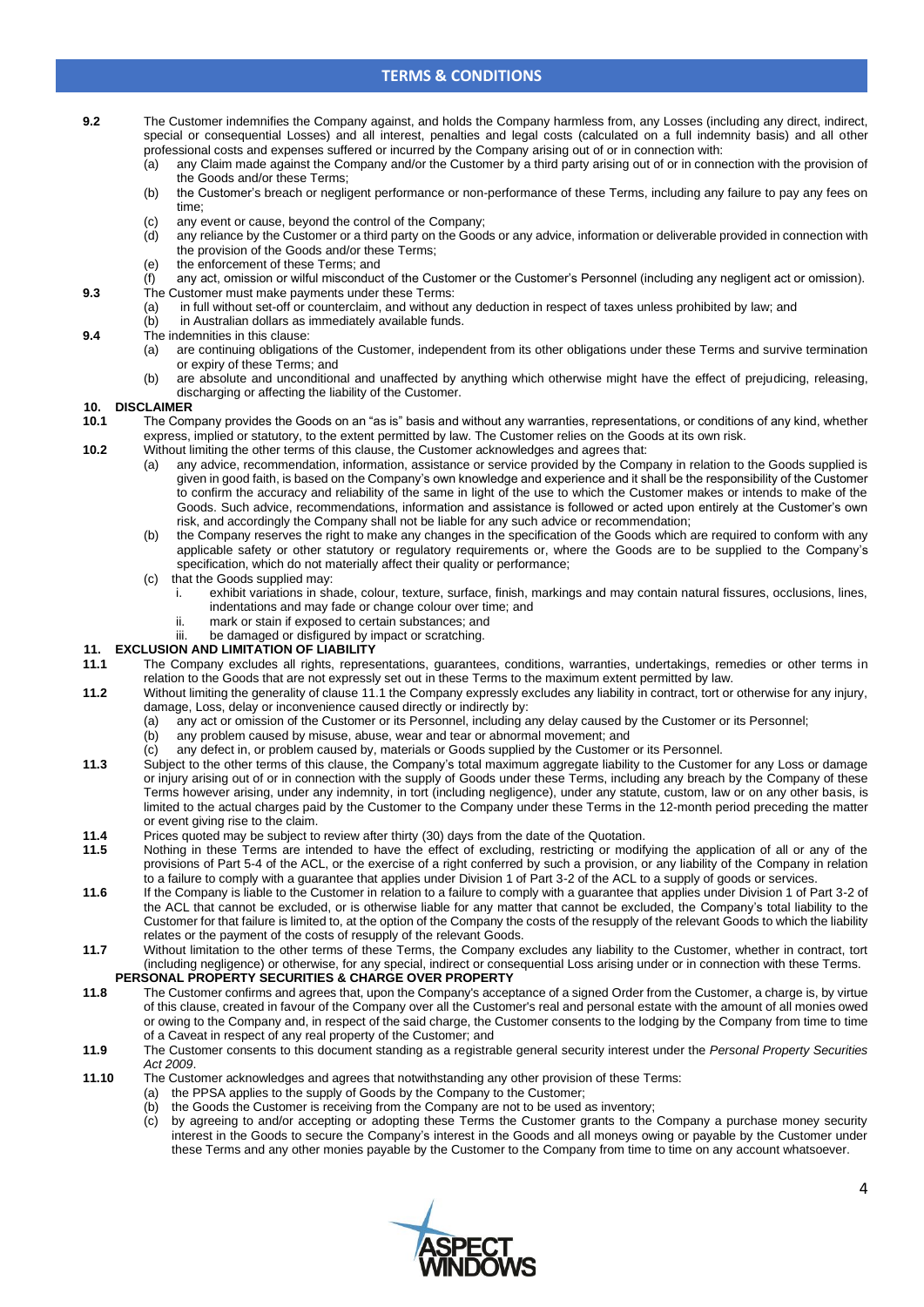**9.2** The Customer indemnifies the Company against, and holds the Company harmless from, any Losses (including any direct, indirect, special or consequential Losses) and all interest, penalties and legal costs (calculated on a full indemnity basis) and all other professional costs and expenses suffered or incurred by the Company arising out of or in connection with:

- (a) any Claim made against the Company and/or the Customer by a third party arising out of or in connection with the provision of the Goods and/or these Terms;
- (b) the Customer's breach or negligent performance or non-performance of these Terms, including any failure to pay any fees on time;
- (c) any event or cause, beyond the control of the Company;
- (d) any reliance by the Customer or a third party on the Goods or any advice, information or deliverable provided in connection with the provision of the Goods and/or these Terms;
- (e) the enforcement of these Terms; and
- (f) any act, omission or wilful misconduct of the Customer or the Customer's Personnel (including any negligent act or omission).

**9.3** The Customer must make payments under these Terms:

- (a) in full without set-off or counterclaim, and without any deduction in respect of taxes unless prohibited by law; and
- (b) in Australian dollars as immediately available funds.

**9.4** The indemnities in this clause:

- (a) are continuing obligations of the Customer, independent from its other obligations under these Terms and survive termination or expiry of these Terms; and
- (b) are absolute and unconditional and unaffected by anything which otherwise might have the effect of prejudicing, releasing, discharging or affecting the liability of the Customer.

## 10. DISCLAIMER

**10.1** The Company provides the Goods on an "as is" basis and without any warranties, representations, or conditions of any kind, whether express, implied or statutory, to the extent permitted by law. The Customer relies on the Goods at its own risk.

**10.2** Without limiting the other terms of this clause, the Customer acknowledges and agrees that:

- (a) any advice, recommendation, information, assistance or service provided by the Company in relation to the Goods supplied is given in good faith, is based on the Company's own knowledge and experience and it shall be the responsibility of the Customer to confirm the accuracy and reliability of the same in light of the use to which the Customer makes or intends to make of the Goods. Such advice, recommendations, information and assistance is followed or acted upon entirely at the Customer's own risk, and accordingly the Company shall not be liable for any such advice or recommendation;
- (b) the Company reserves the right to make any changes in the specification of the Goods which are required to conform with any applicable safety or other statutory or regulatory requirements or, where the Goods are to be supplied to the Company's specification, which do not materially affect their quality or performance;
- (c) that the Goods supplied may:
  - i. exhibit variations in shade, colour, texture, surface, finish, markings and may contain natural fissures, occlusions, lines, indentations and may fade or change colour over time; and
  - ii. mark or stain if exposed to certain substances; and
  - iii. be damaged or disfigured by impact or scratching.

## 11. EXCLUSION AND LIMITATION OF LIABILITY

**11.1** The Company excludes all rights, representations, guarantees, conditions, warranties, undertakings, remedies or other terms in relation to the Goods that are not expressly set out in these Terms to the maximum extent permitted by law.

**11.2** Without limiting the generality of clause 11.1 the Company expressly excludes any liability in contract, tort or otherwise for any injury, damage, Loss, delay or inconvenience caused directly or indirectly by:

- (a) any act or omission of the Customer or its Personnel, including any delay caused by the Customer or its Personnel;
- (b) any problem caused by misuse, abuse, wear and tear or abnormal movement; and
- (c) any defect in, or problem caused by, materials or Goods supplied by the Customer or its Personnel.

**11.3** Subject to the other terms of this clause, the Company's total maximum aggregate liability to the Customer for any Loss or damage or injury arising out of or in connection with the supply of Goods under these Terms, including any breach by the Company of these Terms however arising, under any indemnity, in tort (including negligence), under any statute, custom, law or on any other basis, is limited to the actual charges paid by the Customer to the Company under these Terms in the 12-month period preceding the matter or event giving rise to the claim.

**11.4** Prices quoted may be subject to review after thirty (30) days from the date of the Quotation.

**11.5** Nothing in these Terms are intended to have the effect of excluding, restricting or modifying the application of all or any of the provisions of Part 5-4 of the ACL, or the exercise of a right conferred by such a provision, or any liability of the Company in relation to a failure to comply with a guarantee that applies under Division 1 of Part 3-2 of the ACL to a supply of goods or services.

**11.6** If the Company is liable to the Customer in relation to a failure to comply with a guarantee that applies under Division 1 of Part 3-2 of the ACL that cannot be excluded, or is otherwise liable for any matter that cannot be excluded, the Company's total liability to the Customer for that failure is limited to, at the option of the Company the costs of the resupply of the relevant Goods to which the liability relates or the payment of the costs of resupply of the relevant Goods.

**11.7** Without limitation to the other terms of these Terms, the Company excludes any liability to the Customer, whether in contract, tort (including negligence) or otherwise, for any special, indirect or consequential Loss arising under or in connection with these Terms.

**PERSONAL PROPERTY SECURITIES & CHARGE OVER PROPERTY**

**11.8** The Customer confirms and agrees that, upon the Company's acceptance of a signed Order from the Customer, a charge is, by virtue of this clause, created in favour of the Company over all the Customer's real and personal estate with the amount of all monies owed or owing to the Company and, in respect of the said charge, the Customer consents to the lodging by the Company from time to time of a Caveat in respect of any real property of the Customer; and

**11.9** The Customer consents to this document standing as a registrable general security interest under the *Personal Property Securities Act 2009*.

**11.10** The Customer acknowledges and agrees that notwithstanding any other provision of these Terms:

- (a) the PPSA applies to the supply of Goods by the Company to the Customer;
- (b) the Goods the Customer is receiving from the Company are not to be used as inventory;
- (c) by agreeing to and/or accepting or adopting these Terms the Customer grants to the Company a purchase money security interest in the Goods to secure the Company's interest in the Goods and all moneys owing or payable by the Customer under these Terms and any other monies payable by the Customer to the Company from time to time on any account whatsoever.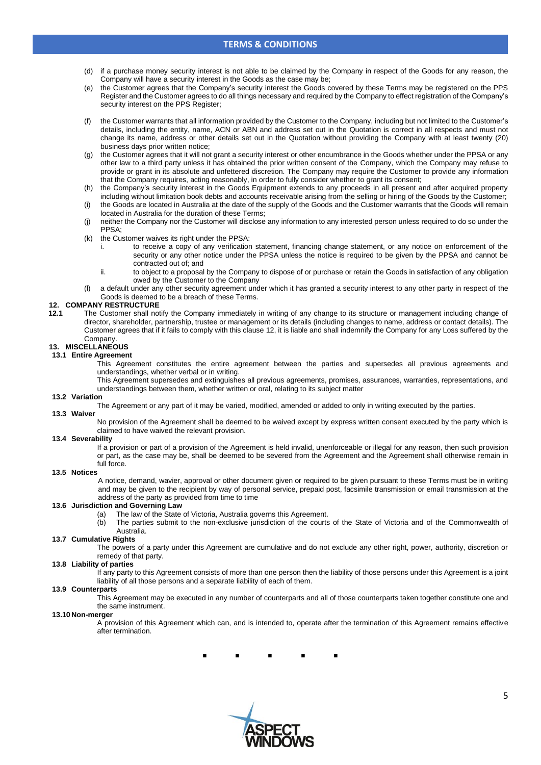(d) if a purchase money security interest is not able to be claimed by the Company in respect of the Goods for any reason, the Company will have a security interest in the Goods as the case may be;

(e) the Customer agrees that the Company's security interest the Goods covered by these Terms may be registered on the PPS Register and the Customer agrees to do all things necessary and required by the Company to effect registration of the Company's security interest on the PPS Register;

(f) the Customer warrants that all information provided by the Customer to the Company, including but not limited to the Customer's details, including the entity, name, ACN or ABN and address set out in the Quotation is correct in all respects and must not change its name, address or other details set out in the Quotation without providing the Company with at least twenty (20) business days prior written notice;

(g) the Customer agrees that it will not grant a security interest or other encumbrance in the Goods whether under the PPSA or any other law to a third party unless it has obtained the prior written consent of the Company, which the Company may refuse to provide or grant in its absolute and unfettered discretion. The Company may require the Customer to provide any information that the Company requires, acting reasonably, in order to fully consider whether to grant its consent;

(h) the Company's security interest in the Goods Equipment extends to any proceeds in all present and after acquired property including without limitation book debts and accounts receivable arising from the selling or hiring of the Goods by the Customer;

(i) the Goods are located in Australia at the date of the supply of the Goods and the Customer warrants that the Goods will remain located in Australia for the duration of these Terms;

(j) neither the Company nor the Customer will disclose any information to any interested person unless required to do so under the PPSA;

(k) the Customer waives its right under the PPSA:

  i. to receive a copy of any verification statement, financing change statement, or any notice on enforcement of the security or any other notice under the PPSA unless the notice is required to be given by the PPSA and cannot be contracted out of; and

  ii. to object to a proposal by the Company to dispose of or purchase or retain the Goods in satisfaction of any obligation owed by the Customer to the Company

(l) a default under any other security agreement under which it has granted a security interest to any other party in respect of the Goods is deemed to be a breach of these Terms.

## 12. COMPANY RESTRUCTURE

**12.1** The Customer shall notify the Company immediately in writing of any change to its structure or management including change of director, shareholder, partnership, trustee or management or its details (including changes to name, address or contact details). The Customer agrees that if it fails to comply with this clause 12, it is liable and shall indemnify the Company for any Loss suffered by the Company.

## 13. MISCELLANEOUS

### 13.1 Entire Agreement

This Agreement constitutes the entire agreement between the parties and supersedes all previous agreements and understandings, whether verbal or in writing.

This Agreement supersedes and extinguishes all previous agreements, promises, assurances, warranties, representations, and understandings between them, whether written or oral, relating to its subject matter

### 13.2 Variation

The Agreement or any part of it may be varied, modified, amended or added to only in writing executed by the parties.

### 13.3 Waiver

No provision of the Agreement shall be deemed to be waived except by express written consent executed by the party which is claimed to have waived the relevant provision.

### 13.4 Severability

If a provision or part of a provision of the Agreement is held invalid, unenforceable or illegal for any reason, then such provision or part, as the case may be, shall be deemed to be severed from the Agreement and the Agreement shall otherwise remain in full force.

### 13.5 Notices

A notice, demand, wavier, approval or other document given or required to be given pursuant to these Terms must be in writing and may be given to the recipient by way of personal service, prepaid post, facsimile transmission or email transmission at the address of the party as provided from time to time

### 13.6 Jurisdiction and Governing Law

(a) The law of the State of Victoria, Australia governs this Agreement.

(b) The parties submit to the non-exclusive jurisdiction of the courts of the State of Victoria and of the Commonwealth of Australia.

### 13.7 Cumulative Rights

The powers of a party under this Agreement are cumulative and do not exclude any other right, power, authority, discretion or remedy of that party.

### 13.8 Liability of parties

If any party to this Agreement consists of more than one person then the liability of those persons under this Agreement is a joint liability of all those persons and a separate liability of each of them.

### 13.9 Counterparts

This Agreement may be executed in any number of counterparts and all of those counterparts taken together constitute one and the same instrument.

### 13.10 Non-merger

A provision of this Agreement which can, and is intended to, operate after the termination of this Agreement remains effective after termination.

▪ ▪ ▪ ▪ ▪